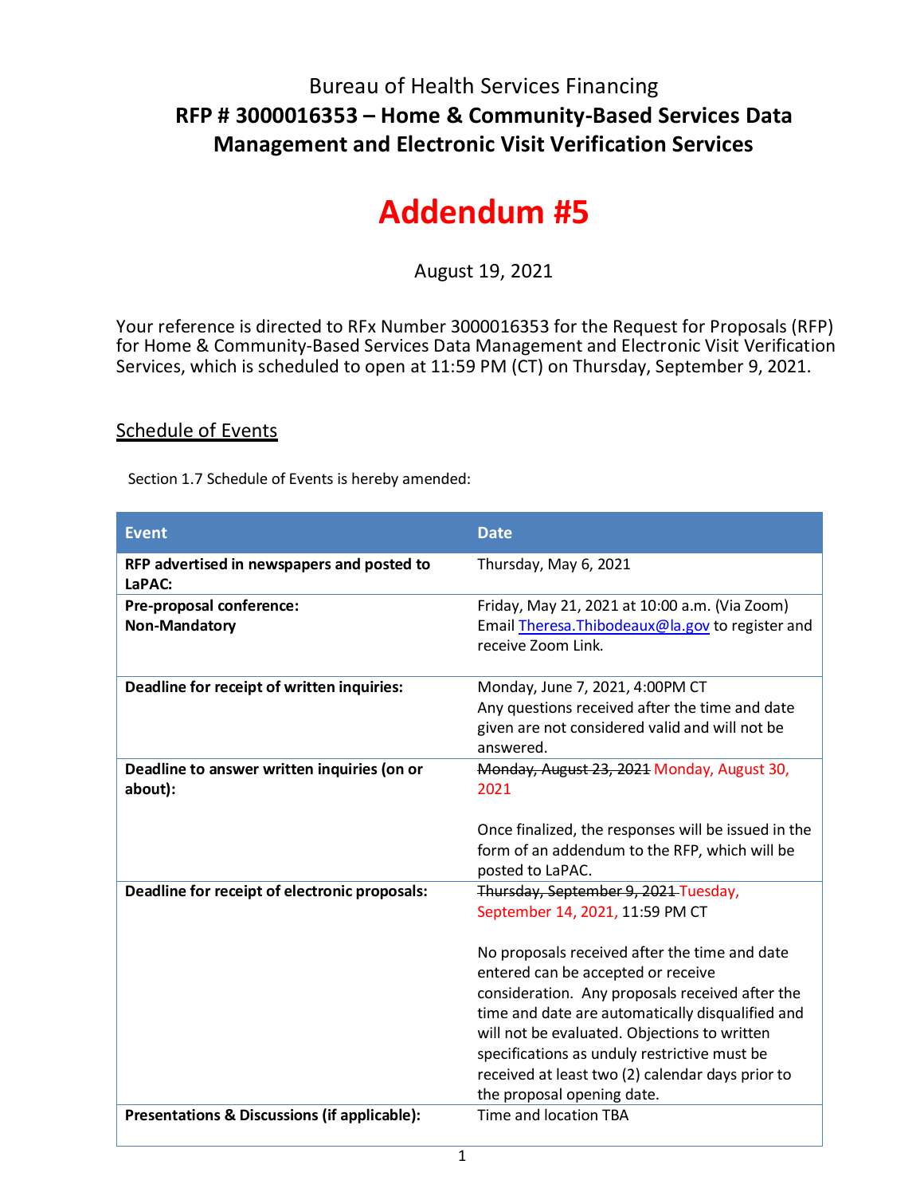Bureau of Health Services Financing

# RFP # 3000016353 – Home & Community-Based Services Data Management and Electronic Visit Verification Services

# Addendum #5

August 19, 2021

Your reference is directed to RFx Number 3000016353 for the Request for Proposals (RFP) for Home & Community-Based Services Data Management and Electronic Visit Verification Services, which is scheduled to open at 11:59 PM (CT) on Thursday, September 9, 2021.

## Schedule of Events

Section 1.7 Schedule of Events is hereby amended:

| Event | Date |
| --- | --- |
| **RFP advertised in newspapers and posted to LaPAC:** | Thursday, May 6, 2021 |
| **Pre-proposal conference: Non-Mandatory** | Friday, May 21, 2021 at 10:00 a.m. (Via Zoom) Email Theresa.Thibodeaux@la.gov to register and receive Zoom Link. |
| **Deadline for receipt of written inquiries:** | Monday, June 7, 2021, 4:00PM CT<br>Any questions received after the time and date given are not considered valid and will not be answered. |
| **Deadline to answer written inquiries (on or about):** | ~~Monday, August 23, 2021~~ Monday, August 30, 2021<br><br>Once finalized, the responses will be issued in the form of an addendum to the RFP, which will be posted to LaPAC. |
| **Deadline for receipt of electronic proposals:** | ~~Thursday, September 9, 2021~~ Tuesday, September 14, 2021, 11:59 PM CT<br><br>No proposals received after the time and date entered can be accepted or receive consideration. Any proposals received after the time and date are automatically disqualified and will not be evaluated. Objections to written specifications as unduly restrictive must be received at least two (2) calendar days prior to the proposal opening date. |
| **Presentations & Discussions (if applicable):** | Time and location TBA |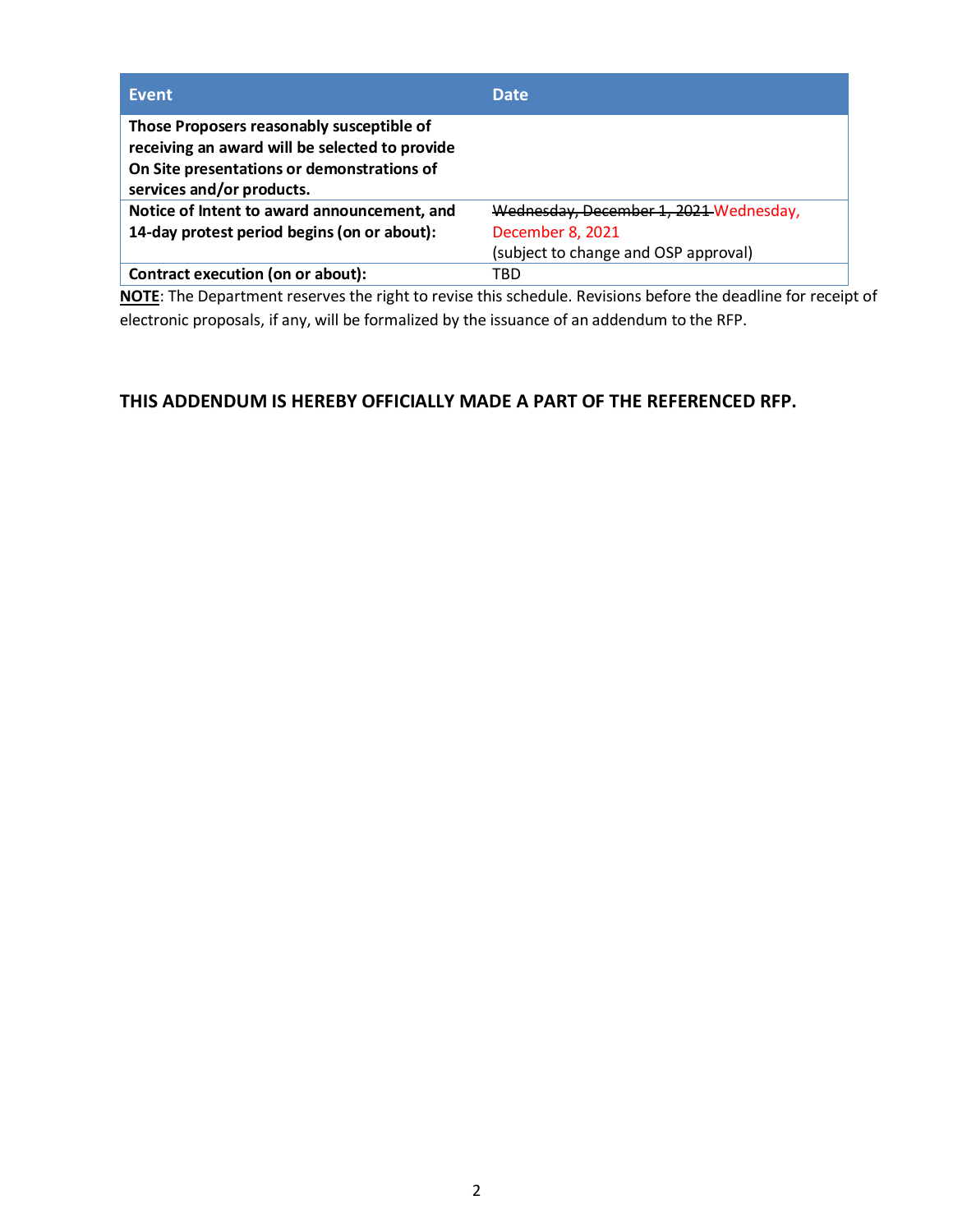| Event | Date |
| --- | --- |
| **Those Proposers reasonably susceptible of receiving an award will be selected to provide On Site presentations or demonstrations of services and/or products.** | |
| **Notice of Intent to award announcement, and 14-day protest period begins (on or about):** | ~~Wednesday, December 1, 2021~~ Wednesday, December 8, 2021 (subject to change and OSP approval) |
| **Contract execution (on or about):** | TBD |

**NOTE**: The Department reserves the right to revise this schedule. Revisions before the deadline for receipt of electronic proposals, if any, will be formalized by the issuance of an addendum to the RFP.

**THIS ADDENDUM IS HEREBY OFFICIALLY MADE A PART OF THE REFERENCED RFP.**